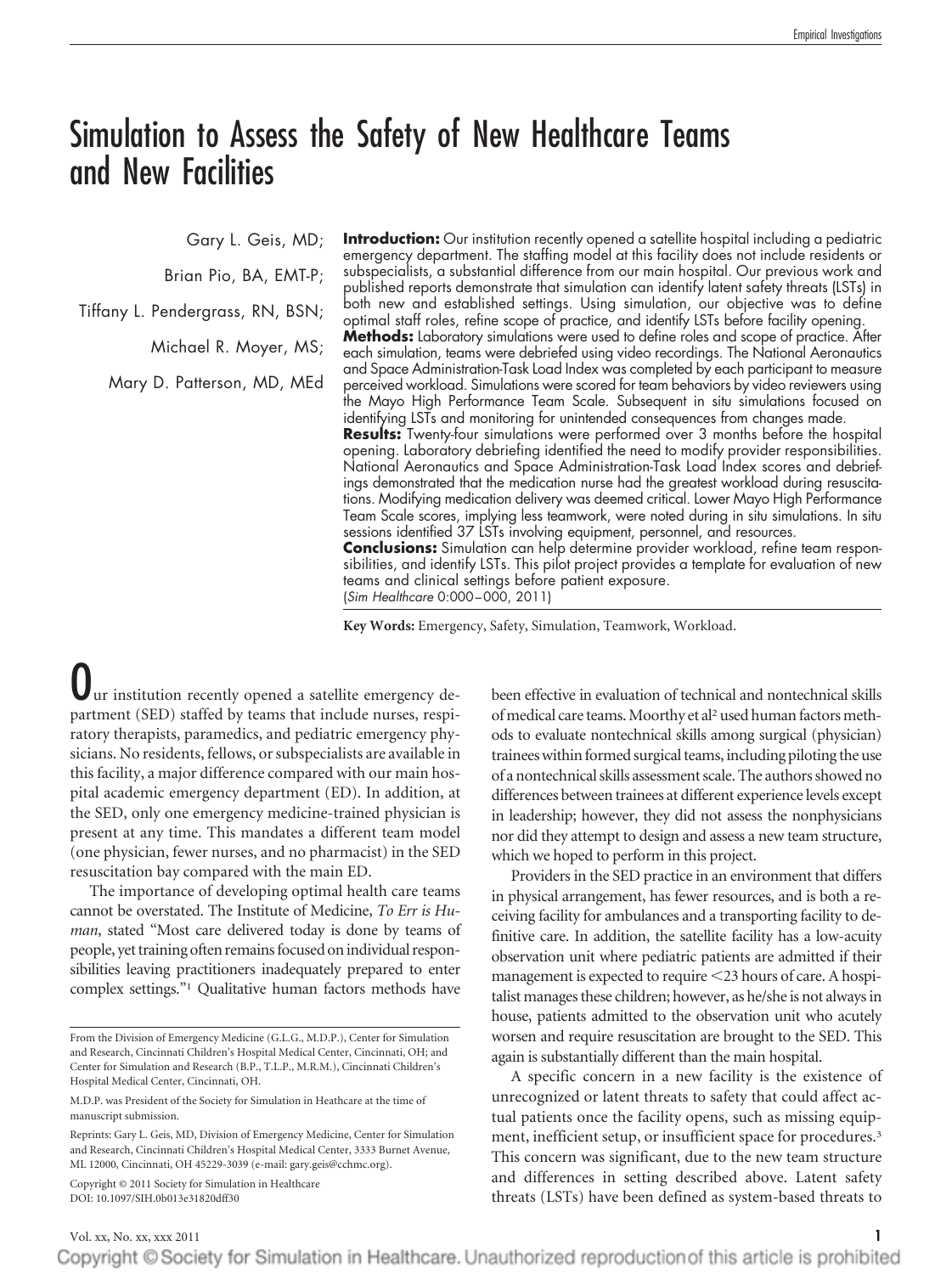# Simulation to Assess the Safety of New Healthcare Teams and New Facilities

Gary L. Geis, MD; Brian Pio, BA, EMT-P; Tiffany L. Pendergrass, RN, BSN; Michael R. Moyer, MS; Mary D. Patterson, MD, MEd

**Introduction:** Our institution recently opened a satellite hospital including a pediatric emergency department. The staffing model at this facility does not include residents or subspecialists, a substantial difference from our main hospital. Our previous work and published reports demonstrate that simulation can identify latent safety threats (LSTs) in both new and established settings. Using simulation, our objective was to define optimal staff roles, refine scope of practice, and identify LSTs before facility opening.
**Methods:** Laboratory simulations were used to define roles and scope of practice. After each simulation, teams were debriefed using video recordings. The National Aeronautics and Space Administration-Task Load Index was completed by each participant to measure perceived workload. Simulations were scored for team behaviors by video reviewers using the Mayo High Performance Team Scale. Subsequent in situ simulations focused on identifying LSTs and monitoring for unintended consequences from changes made.
**Results:** Twenty-four simulations were performed over 3 months before the hospital opening. Laboratory debriefing identified the need to modify provider responsibilities. National Aeronautics and Space Administration-Task Load Index scores and debriefings demonstrated that the medication nurse had the greatest workload during resuscitations. Modifying medication delivery was deemed critical. Lower Mayo High Performance Team Scale scores, implying less teamwork, were noted during in situ simulations. In situ sessions identified 37 LSTs involving equipment, personnel, and resources.
**Conclusions:** Simulation can help determine provider workload, refine team responsibilities, and identify LSTs. This pilot project provides a template for evaluation of new teams and clinical settings before patient exposure.
(*Sim Healthcare* 0:000–000, 2011)

**Key Words:** Emergency, Safety, Simulation, Teamwork, Workload.

Our institution recently opened a satellite emergency department (SED) staffed by teams that include nurses, respiratory therapists, paramedics, and pediatric emergency physicians. No residents, fellows, or subspecialists are available in this facility, a major difference compared with our main hospital academic emergency department (ED). In addition, at the SED, only one emergency medicine-trained physician is present at any time. This mandates a different team model (one physician, fewer nurses, and no pharmacist) in the SED resuscitation bay compared with the main ED.

The importance of developing optimal health care teams cannot be overstated. The Institute of Medicine, *To Err is Human*, stated "Most care delivered today is done by teams of people, yet training often remains focused on individual responsibilities leaving practitioners inadequately prepared to enter complex settings."[1] Qualitative human factors methods have been effective in evaluation of technical and nontechnical skills of medical care teams. Moorthy et al[2] used human factors methods to evaluate nontechnical skills among surgical (physician) trainees within formed surgical teams, including piloting the use of a nontechnical skills assessment scale. The authors showed no differences between trainees at different experience levels except in leadership; however, they did not assess the nonphysicians nor did they attempt to design and assess a new team structure, which we hoped to perform in this project.

Providers in the SED practice in an environment that differs in physical arrangement, has fewer resources, and is both a receiving facility for ambulances and a transporting facility to definitive care. In addition, the satellite facility has a low-acuity observation unit where pediatric patients are admitted if their management is expected to require <23 hours of care. A hospitalist manages these children; however, as he/she is not always in house, patients admitted to the observation unit who acutely worsen and require resuscitation are brought to the SED. This again is substantially different than the main hospital.

A specific concern in a new facility is the existence of unrecognized or latent threats to safety that could affect actual patients once the facility opens, such as missing equipment, inefficient setup, or insufficient space for procedures.[3] This concern was significant, due to the new team structure and differences in setting described above. Latent safety threats (LSTs) have been defined as system-based threats to

From the Division of Emergency Medicine (G.L.G., M.D.P.), Center for Simulation and Research, Cincinnati Children's Hospital Medical Center, Cincinnati, OH; and Center for Simulation and Research (B.P., T.L.P., M.R.M.), Cincinnati Children's Hospital Medical Center, Cincinnati, OH.

M.D.P. was President of the Society for Simulation in Heathcare at the time of manuscript submission.

Reprints: Gary L. Geis, MD, Division of Emergency Medicine, Center for Simulation and Research, Cincinnati Children's Hospital Medical Center, 3333 Burnet Avenue, ML 12000, Cincinnati, OH 45229-3039 (e-mail: gary.geis@cchmc.org).

Copyright © 2011 Society for Simulation in Healthcare
DOI: 10.1097/SIH.0b013e31820dff30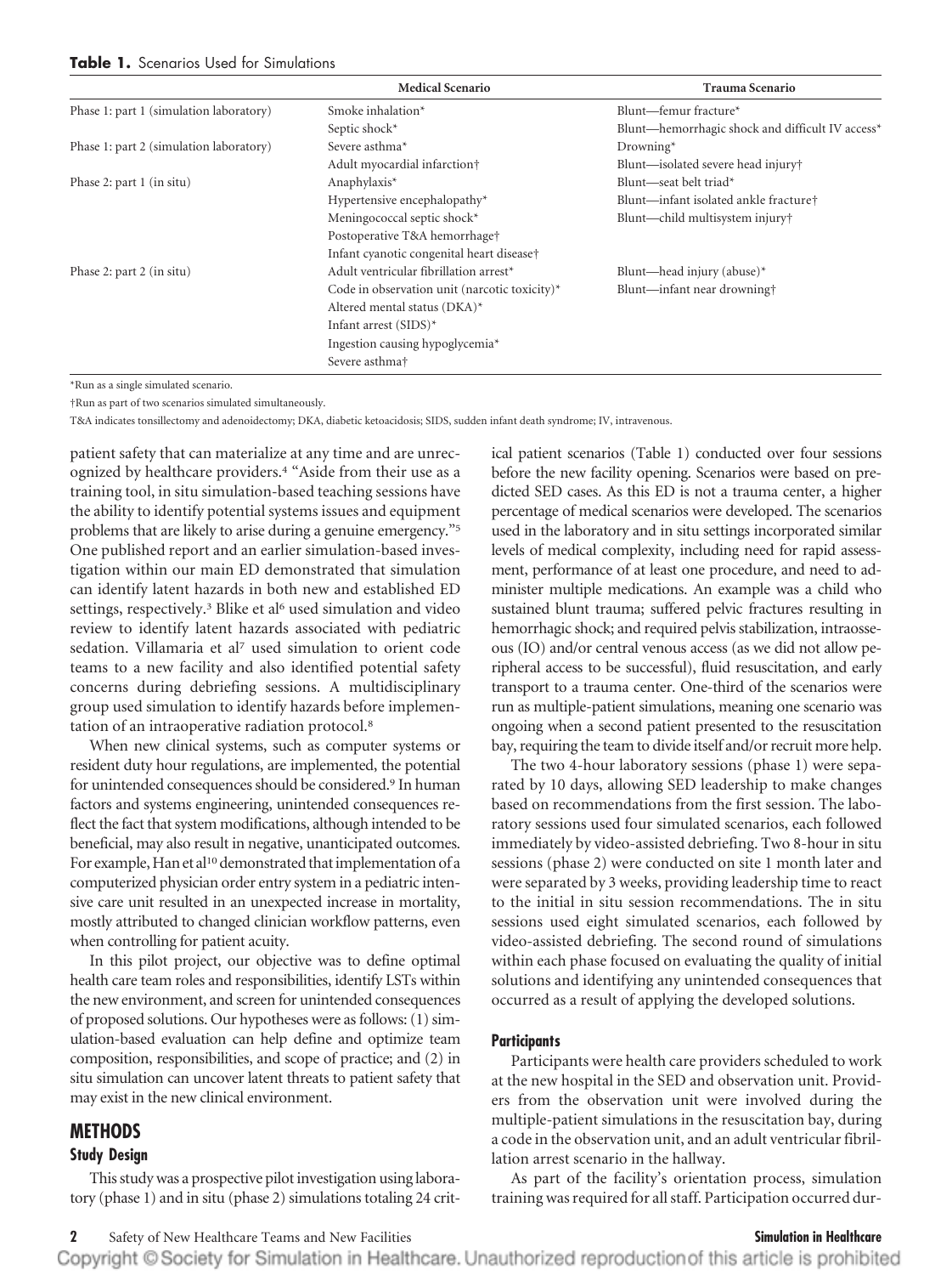**Table 1.** Scenarios Used for Simulations

| | Medical Scenario | Trauma Scenario |
|---|---|---|
| Phase 1: part 1 (simulation laboratory) | Smoke inhalation* | Blunt—femur fracture* |
| | Septic shock* | Blunt—hemorrhagic shock and difficult IV access* |
| Phase 1: part 2 (simulation laboratory) | Severe asthma* | Drowning* |
| | Adult myocardial infarction† | Blunt—isolated severe head injury† |
| Phase 2: part 1 (in situ) | Anaphylaxis* | Blunt—seat belt triad* |
| | Hypertensive encephalopathy* | Blunt—infant isolated ankle fracture† |
| | Meningococcal septic shock* | Blunt—child multisystem injury† |
| | Postoperative T&A hemorrhage† | |
| | Infant cyanotic congenital heart disease† | |
| Phase 2: part 2 (in situ) | Adult ventricular fibrillation arrest* | Blunt—head injury (abuse)* |
| | Code in observation unit (narcotic toxicity)* | Blunt—infant near drowning† |
| | Altered mental status (DKA)* | |
| | Infant arrest (SIDS)* | |
| | Ingestion causing hypoglycemia* | |
| | Severe asthma† | |

*Run as a single simulated scenario.

†Run as part of two scenarios simulated simultaneously.

T&A indicates tonsillectomy and adenoidectomy; DKA, diabetic ketoacidosis; SIDS, sudden infant death syndrome; IV, intravenous.

patient safety that can materialize at any time and are unrecognized by healthcare providers.[4] "Aside from their use as a training tool, in situ simulation-based teaching sessions have the ability to identify potential systems issues and equipment problems that are likely to arise during a genuine emergency."[5] One published report and an earlier simulation-based investigation within our main ED demonstrated that simulation can identify latent hazards in both new and established ED settings, respectively.[3] Blike et al[6] used simulation and video review to identify latent hazards associated with pediatric sedation. Villamaria et al[7] used simulation to orient code teams to a new facility and also identified potential safety concerns during debriefing sessions. A multidisciplinary group used simulation to identify hazards before implementation of an intraoperative radiation protocol.[8]

When new clinical systems, such as computer systems or resident duty hour regulations, are implemented, the potential for unintended consequences should be considered.[9] In human factors and systems engineering, unintended consequences reflect the fact that system modifications, although intended to be beneficial, may also result in negative, unanticipated outcomes. For example, Han et al[10] demonstrated that implementation of a computerized physician order entry system in a pediatric intensive care unit resulted in an unexpected increase in mortality, mostly attributed to changed clinician workflow patterns, even when controlling for patient acuity.

In this pilot project, our objective was to define optimal health care team roles and responsibilities, identify LSTs within the new environment, and screen for unintended consequences of proposed solutions. Our hypotheses were as follows: (1) simulation-based evaluation can help define and optimize team composition, responsibilities, and scope of practice; and (2) in situ simulation can uncover latent threats to patient safety that may exist in the new clinical environment.

## METHODS

### Study Design

This study was a prospective pilot investigation using laboratory (phase 1) and in situ (phase 2) simulations totaling 24 critical patient scenarios (Table 1) conducted over four sessions before the new facility opening. Scenarios were based on predicted SED cases. As this ED is not a trauma center, a higher percentage of medical scenarios were developed. The scenarios used in the laboratory and in situ settings incorporated similar levels of medical complexity, including need for rapid assessment, performance of at least one procedure, and need to administer multiple medications. An example was a child who sustained blunt trauma; suffered pelvic fractures resulting in hemorrhagic shock; and required pelvis stabilization, intraosseous (IO) and/or central venous access (as we did not allow peripheral access to be successful), fluid resuscitation, and early transport to a trauma center. One-third of the scenarios were run as multiple-patient simulations, meaning one scenario was ongoing when a second patient presented to the resuscitation bay, requiring the team to divide itself and/or recruit more help.

The two 4-hour laboratory sessions (phase 1) were separated by 10 days, allowing SED leadership to make changes based on recommendations from the first session. The laboratory sessions used four simulated scenarios, each followed immediately by video-assisted debriefing. Two 8-hour in situ sessions (phase 2) were conducted on site 1 month later and were separated by 3 weeks, providing leadership time to react to the initial in situ session recommendations. The in situ sessions used eight simulated scenarios, each followed by video-assisted debriefing. The second round of simulations within each phase focused on evaluating the quality of initial solutions and identifying any unintended consequences that occurred as a result of applying the developed solutions.

### Participants

Participants were health care providers scheduled to work at the new hospital in the SED and observation unit. Providers from the observation unit were involved during the multiple-patient simulations in the resuscitation bay, during a code in the observation unit, and an adult ventricular fibrillation arrest scenario in the hallway.

As part of the facility's orientation process, simulation training was required for all staff. Participation occurred dur-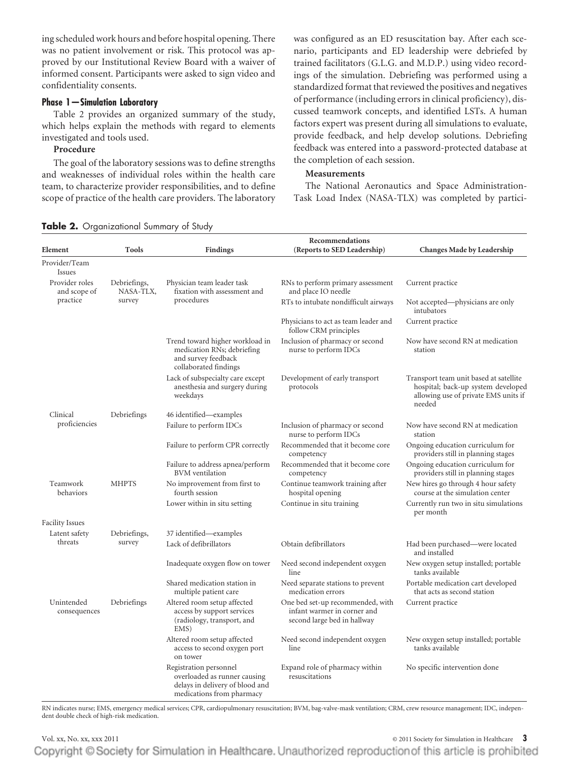ing scheduled work hours and before hospital opening. There was no patient involvement or risk. This protocol was approved by our Institutional Review Board with a waiver of informed consent. Participants were asked to sign video and confidentiality consents.

### Phase 1—Simulation Laboratory

Table 2 provides an organized summary of the study, which helps explain the methods with regard to elements investigated and tools used.

#### Procedure

The goal of the laboratory sessions was to define strengths and weaknesses of individual roles within the health care team, to characterize provider responsibilities, and to define scope of practice of the health care providers. The laboratory was configured as an ED resuscitation bay. After each scenario, participants and ED leadership were debriefed by trained facilitators (G.L.G. and M.D.P.) using video recordings of the simulation. Debriefing was performed using a standardized format that reviewed the positives and negatives of performance (including errors in clinical proficiency), discussed teamwork concepts, and identified LSTs. A human factors expert was present during all simulations to evaluate, provide feedback, and help develop solutions. Debriefing feedback was entered into a password-protected database at the completion of each session.

#### Measurements

The National Aeronautics and Space Administration-Task Load Index (NASA-TLX) was completed by partici-

**Table 2.** Organizational Summary of Study

| Element | Tools | Findings | Recommendations (Reports to SED Leadership) | Changes Made by Leadership |
|---|---|---|---|---|
| Provider/Team Issues | | | | |
| Provider roles and scope of practice | Debriefings, NASA-TLX, survey | Physician team leader task fixation with assessment and procedures | RNs to perform primary assessment and place IO needle | Current practice |
| | | | RTs to intubate nondifficult airways | Not accepted—physicians are only intubators |
| | | | Physicians to act as team leader and follow CRM principles | Current practice |
| | | Trend toward higher workload in medication RNs; debriefing and survey feedback collaborated findings | Inclusion of pharmacy or second nurse to perform IDCs | Now have second RN at medication station |
| | | Lack of subspecialty care except anesthesia and surgery during weekdays | Development of early transport protocols | Transport team unit based at satellite hospital; back-up system developed allowing use of private EMS units if needed |
| Clinical proficiencies | Debriefings | 46 identified—examples | | |
| | | Failure to perform IDCs | Inclusion of pharmacy or second nurse to perform IDCs | Now have second RN at medication station |
| | | Failure to perform CPR correctly | Recommended that it become core competency | Ongoing education curriculum for providers still in planning stages |
| | | Failure to address apnea/perform BVM ventilation | Recommended that it become core competency | Ongoing education curriculum for providers still in planning stages |
| Teamwork behaviors | MHPTS | No improvement from first to fourth session | Continue teamwork training after hospital opening | New hires go through 4 hour safety course at the simulation center |
| | | Lower within in situ setting | Continue in situ training | Currently run two in situ simulations per month |
| Facility Issues | | | | |
| Latent safety threats | Debriefings, survey | 37 identified—examples | | |
| | | Lack of defibrillators | Obtain defibrillators | Had been purchased—were located and installed |
| | | Inadequate oxygen flow on tower | Need second independent oxygen line | New oxygen setup installed; portable tanks available |
| | | Shared medication station in multiple patient care | Need separate stations to prevent medication errors | Portable medication cart developed that acts as second station |
| Unintended consequences | Debriefings | Altered room setup affected access by support services (radiology, transport, and EMS) | One bed set-up recommended, with infant warmer in corner and second large bed in hallway | Current practice |
| | | Altered room setup affected access to second oxygen port on tower | Need second independent oxygen line | New oxygen setup installed; portable tanks available |
| | | Registration personnel overloaded as runner causing delays in delivery of blood and medications from pharmacy | Expand role of pharmacy within resuscitations | No specific intervention done |

RN indicates nurse; EMS, emergency medical services; CPR, cardiopulmonary resuscitation; BVM, bag-valve-mask ventilation; CRM, crew resource management; IDC, independent double check of high-risk medication.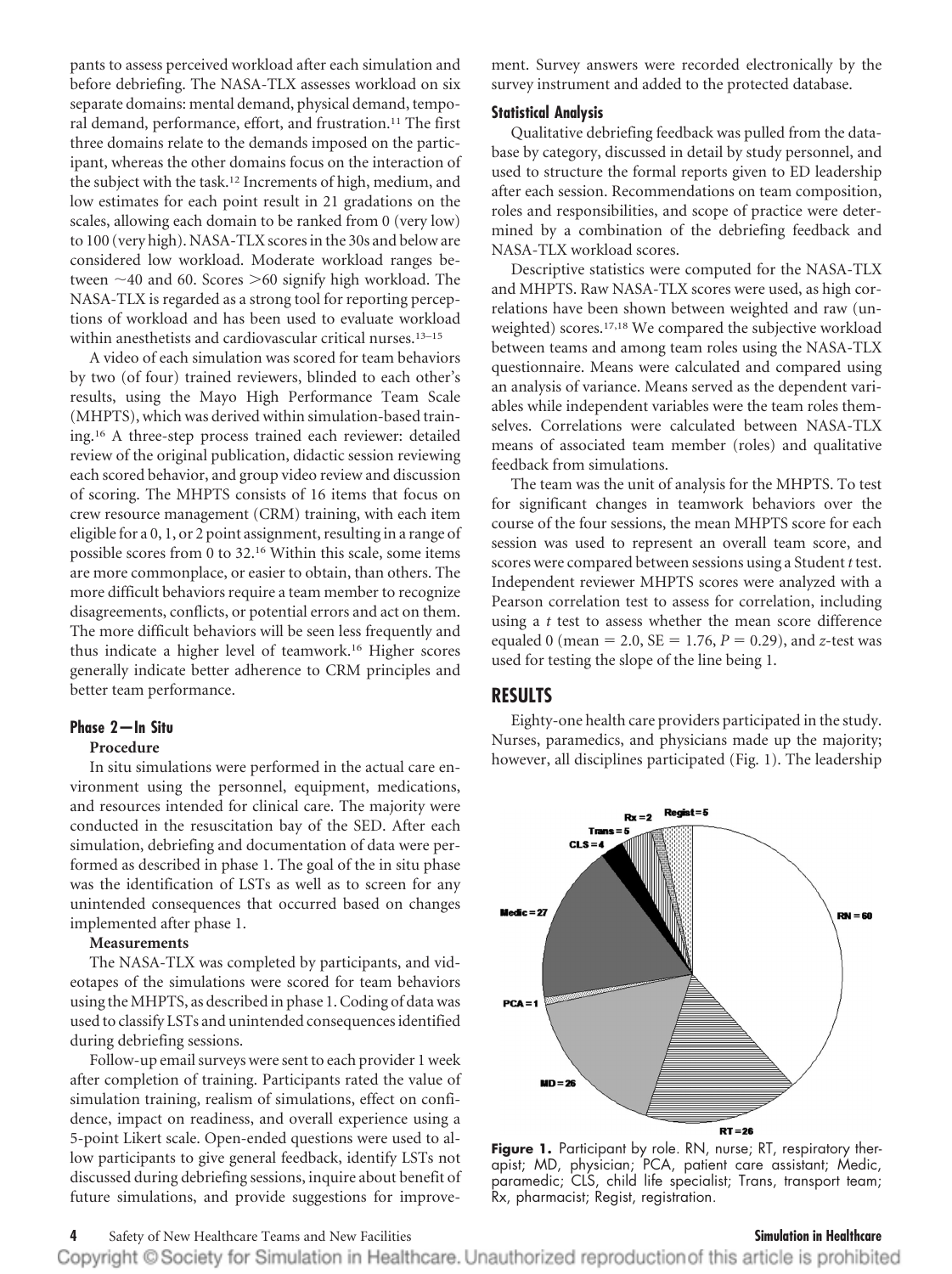pants to assess perceived workload after each simulation and before debriefing. The NASA-TLX assesses workload on six separate domains: mental demand, physical demand, temporal demand, performance, effort, and frustration.[11] The first three domains relate to the demands imposed on the participant, whereas the other domains focus on the interaction of the subject with the task.[12] Increments of high, medium, and low estimates for each point result in 21 gradations on the scales, allowing each domain to be ranked from 0 (very low) to 100 (very high). NASA-TLX scores in the 30s and below are considered low workload. Moderate workload ranges between ~40 and 60. Scores >60 signify high workload. The NASA-TLX is regarded as a strong tool for reporting perceptions of workload and has been used to evaluate workload within anesthetists and cardiovascular critical nurses.[13–15]

A video of each simulation was scored for team behaviors by two (of four) trained reviewers, blinded to each other's results, using the Mayo High Performance Team Scale (MHPTS), which was derived within simulation-based training.[16] A three-step process trained each reviewer: detailed review of the original publication, didactic session reviewing each scored behavior, and group video review and discussion of scoring. The MHPTS consists of 16 items that focus on crew resource management (CRM) training, with each item eligible for a 0, 1, or 2 point assignment, resulting in a range of possible scores from 0 to 32.[16] Within this scale, some items are more commonplace, or easier to obtain, than others. The more difficult behaviors require a team member to recognize disagreements, conflicts, or potential errors and act on them. The more difficult behaviors will be seen less frequently and thus indicate a higher level of teamwork.[16] Higher scores generally indicate better adherence to CRM principles and better team performance.

### Phase 2—In Situ

**Procedure**

In situ simulations were performed in the actual care environment using the personnel, equipment, medications, and resources intended for clinical care. The majority were conducted in the resuscitation bay of the SED. After each simulation, debriefing and documentation of data were performed as described in phase 1. The goal of the in situ phase was the identification of LSTs as well as to screen for any unintended consequences that occurred based on changes implemented after phase 1.

**Measurements**

The NASA-TLX was completed by participants, and videotapes of the simulations were scored for team behaviors using the MHPTS, as described in phase 1. Coding of data was used to classify LSTs and unintended consequences identified during debriefing sessions.

Follow-up email surveys were sent to each provider 1 week after completion of training. Participants rated the value of simulation training, realism of simulations, effect on confidence, impact on readiness, and overall experience using a 5-point Likert scale. Open-ended questions were used to allow participants to give general feedback, identify LSTs not discussed during debriefing sessions, inquire about benefit of future simulations, and provide suggestions for improvement. Survey answers were recorded electronically by the survey instrument and added to the protected database.

### Statistical Analysis

Qualitative debriefing feedback was pulled from the database by category, discussed in detail by study personnel, and used to structure the formal reports given to ED leadership after each session. Recommendations on team composition, roles and responsibilities, and scope of practice were determined by a combination of the debriefing feedback and NASA-TLX workload scores.

Descriptive statistics were computed for the NASA-TLX and MHPTS. Raw NASA-TLX scores were used, as high correlations have been shown between weighted and raw (unweighted) scores.[17,18] We compared the subjective workload between teams and among team roles using the NASA-TLX questionnaire. Means were calculated and compared using an analysis of variance. Means served as the dependent variables while independent variables were the team roles themselves. Correlations were calculated between NASA-TLX means of associated team member (roles) and qualitative feedback from simulations.

The team was the unit of analysis for the MHPTS. To test for significant changes in teamwork behaviors over the course of the four sessions, the mean MHPTS score for each session was used to represent an overall team score, and scores were compared between sessions using a Student *t* test. Independent reviewer MHPTS scores were analyzed with a Pearson correlation test to assess for correlation, including using a *t* test to assess whether the mean score difference equaled 0 (mean = 2.0, SE = 1.76, $P = 0.29$), and *z*-test was used for testing the slope of the line being 1.

## RESULTS

Eighty-one health care providers participated in the study. Nurses, paramedics, and physicians made up the majority; however, all disciplines participated (Fig. 1). The leadership

**Figure 1.** Participant by role. RN, nurse; RT, respiratory therapist; MD, physician; PCA, patient care assistant; Medic, paramedic; CLS, child life specialist; Trans, transport team; Rx, pharmacist; Regist, registration.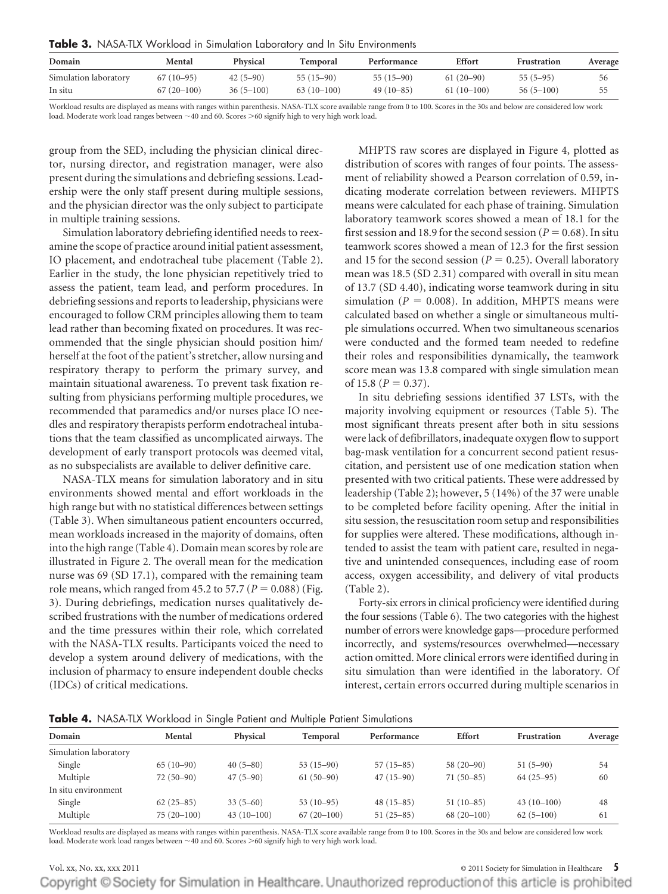**Table 3.** NASA-TLX Workload in Simulation Laboratory and In Situ Environments

| Domain | Mental | Physical | Temporal | Performance | Effort | Frustration | Average |
|---|---|---|---|---|---|---|---|
| Simulation laboratory | 67 (10–95) | 42 (5–90) | 55 (15–90) | 55 (15–90) | 61 (20–90) | 55 (5–95) | 56 |
| In situ | 67 (20–100) | 36 (5–100) | 63 (10–100) | 49 (10–85) | 61 (10–100) | 56 (5–100) | 55 |

Workload results are displayed as means with ranges within parenthesis. NASA-TLX score available range from 0 to 100. Scores in the 30s and below are considered low work load. Moderate work load ranges between ~40 and 60. Scores >60 signify high to very high work load.

group from the SED, including the physician clinical director, nursing director, and registration manager, were also present during the simulations and debriefing sessions. Leadership were the only staff present during multiple sessions, and the physician director was the only subject to participate in multiple training sessions.

Simulation laboratory debriefing identified needs to reexamine the scope of practice around initial patient assessment, IO placement, and endotracheal tube placement (Table 2). Earlier in the study, the lone physician repetitively tried to assess the patient, team lead, and perform procedures. In debriefing sessions and reports to leadership, physicians were encouraged to follow CRM principles allowing them to team lead rather than becoming fixated on procedures. It was recommended that the single physician should position him/herself at the foot of the patient's stretcher, allow nursing and respiratory therapy to perform the primary survey, and maintain situational awareness. To prevent task fixation resulting from physicians performing multiple procedures, we recommended that paramedics and/or nurses place IO needles and respiratory therapists perform endotracheal intubations that the team classified as uncomplicated airways. The development of early transport protocols was deemed vital, as no subspecialists are available to deliver definitive care.

NASA-TLX means for simulation laboratory and in situ environments showed mental and effort workloads in the high range but with no statistical differences between settings (Table 3). When simultaneous patient encounters occurred, mean workloads increased in the majority of domains, often into the high range (Table 4). Domain mean scores by role are illustrated in Figure 2. The overall mean for the medication nurse was 69 (SD 17.1), compared with the remaining team role means, which ranged from 45.2 to 57.7 ($P = 0.088$) (Fig. 3). During debriefings, medication nurses qualitatively described frustrations with the number of medications ordered and the time pressures within their role, which correlated with the NASA-TLX results. Participants voiced the need to develop a system around delivery of medications, with the inclusion of pharmacy to ensure independent double checks (IDCs) of critical medications.

MHPTS raw scores are displayed in Figure 4, plotted as distribution of scores with ranges of four points. The assessment of reliability showed a Pearson correlation of 0.59, indicating moderate correlation between reviewers. MHPTS means were calculated for each phase of training. Simulation laboratory teamwork scores showed a mean of 18.1 for the first session and 18.9 for the second session ($P = 0.68$). In situ teamwork scores showed a mean of 12.3 for the first session and 15 for the second session ($P = 0.25$). Overall laboratory mean was 18.5 (SD 2.31) compared with overall in situ mean of 13.7 (SD 4.40), indicating worse teamwork during in situ simulation ($P = 0.008$). In addition, MHPTS means were calculated based on whether a single or simultaneous multiple simulations occurred. When two simultaneous scenarios were conducted and the formed team needed to redefine their roles and responsibilities dynamically, the teamwork score mean was 13.8 compared with single simulation mean of 15.8 ($P = 0.37$).

In situ debriefing sessions identified 37 LSTs, with the majority involving equipment or resources (Table 5). The most significant threats present after both in situ sessions were lack of defibrillators, inadequate oxygen flow to support bag-mask ventilation for a concurrent second patient resuscitation, and persistent use of one medication station when presented with two critical patients. These were addressed by leadership (Table 2); however, 5 (14%) of the 37 were unable to be completed before facility opening. After the initial in situ session, the resuscitation room setup and responsibilities for supplies were altered. These modifications, although intended to assist the team with patient care, resulted in negative and unintended consequences, including ease of room access, oxygen accessibility, and delivery of vital products (Table 2).

Forty-six errors in clinical proficiency were identified during the four sessions (Table 6). The two categories with the highest number of errors were knowledge gaps—procedure performed incorrectly, and systems/resources overwhelmed—necessary action omitted. More clinical errors were identified during in situ simulation than were identified in the laboratory. Of interest, certain errors occurred during multiple scenarios in

**Table 4.** NASA-TLX Workload in Single Patient and Multiple Patient Simulations

| Domain | Mental | Physical | Temporal | Performance | Effort | Frustration | Average |
|---|---|---|---|---|---|---|---|
| Simulation laboratory | | | | | | | |
| Single | 65 (10–90) | 40 (5–80) | 53 (15–90) | 57 (15–85) | 58 (20–90) | 51 (5–90) | 54 |
| Multiple | 72 (50–90) | 47 (5–90) | 61 (50–90) | 47 (15–90) | 71 (50–85) | 64 (25–95) | 60 |
| In situ environment | | | | | | | |
| Single | 62 (25–85) | 33 (5–60) | 53 (10–95) | 48 (15–85) | 51 (10–85) | 43 (10–100) | 48 |
| Multiple | 75 (20–100) | 43 (10–100) | 67 (20–100) | 51 (25–85) | 68 (20–100) | 62 (5–100) | 61 |

Workload results are displayed as means with ranges within parenthesis. NASA-TLX score available range from 0 to 100. Scores in the 30s and below are considered low work load. Moderate work load ranges between ~40 and 60. Scores >60 signify high to very high work load.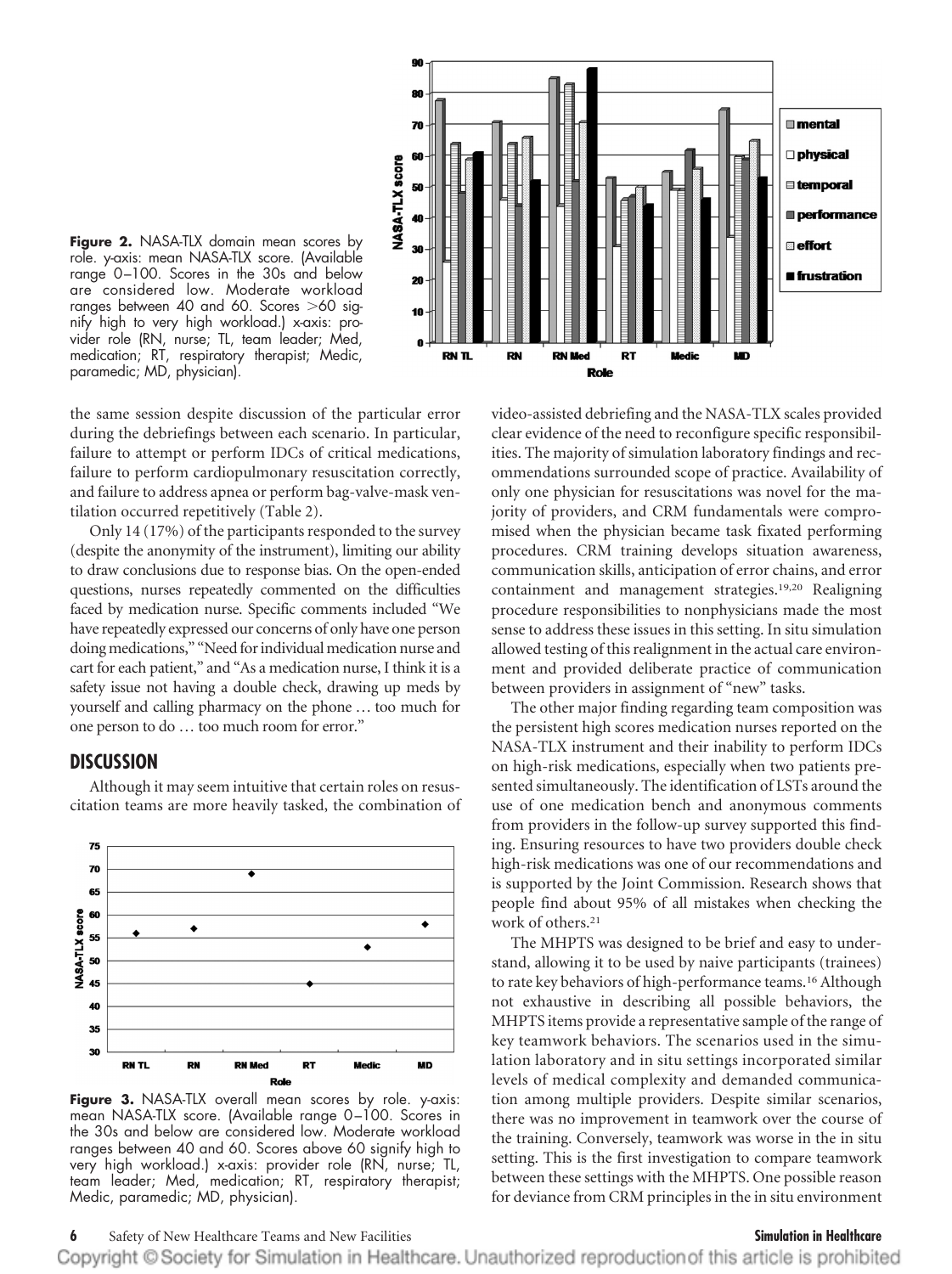**Figure 2.** NASA-TLX domain mean scores by role. y-axis: mean NASA-TLX score. (Available range 0–100. Scores in the 30s and below are considered low. Moderate workload ranges between 40 and 60. Scores >60 signify high to very high workload.) x-axis: provider role (RN, nurse; TL, team leader; Med, medication; RT, respiratory therapist; Medic, paramedic; MD, physician).

the same session despite discussion of the particular error during the debriefings between each scenario. In particular, failure to attempt or perform IDCs of critical medications, failure to perform cardiopulmonary resuscitation correctly, and failure to address apnea or perform bag-valve-mask ventilation occurred repetitively (Table 2).

Only 14 (17%) of the participants responded to the survey (despite the anonymity of the instrument), limiting our ability to draw conclusions due to response bias. On the open-ended questions, nurses repeatedly commented on the difficulties faced by medication nurse. Specific comments included "We have repeatedly expressed our concerns of only have one person doing medications," "Need for individual medication nurse and cart for each patient," and "As a medication nurse, I think it is a safety issue not having a double check, drawing up meds by yourself and calling pharmacy on the phone … too much for one person to do … too much room for error."

## DISCUSSION

Although it may seem intuitive that certain roles on resuscitation teams are more heavily tasked, the combination of video-assisted debriefing and the NASA-TLX scales provided clear evidence of the need to reconfigure specific responsibilities. The majority of simulation laboratory findings and recommendations surrounded scope of practice. Availability of only one physician for resuscitations was novel for the majority of providers, and CRM fundamentals were compromised when the physician became task fixated performing procedures. CRM training develops situation awareness, communication skills, anticipation of error chains, and error containment and management strategies.[19,20] Realigning procedure responsibilities to nonphysicians made the most sense to address these issues in this setting. In situ simulation allowed testing of this realignment in the actual care environment and provided deliberate practice of communication between providers in assignment of "new" tasks.

The other major finding regarding team composition was the persistent high scores medication nurses reported on the NASA-TLX instrument and their inability to perform IDCs on high-risk medications, especially when two patients presented simultaneously. The identification of LSTs around the use of one medication bench and anonymous comments from providers in the follow-up survey supported this finding. Ensuring resources to have two providers double check high-risk medications was one of our recommendations and is supported by the Joint Commission. Research shows that people find about 95% of all mistakes when checking the work of others.[21]

**Figure 3.** NASA-TLX overall mean scores by role. y-axis: mean NASA-TLX score. (Available range 0–100. Scores in the 30s and below are considered low. Moderate workload ranges between 40 and 60. Scores above 60 signify high to very high workload.) x-axis: provider role (RN, nurse; TL, team leader; Med, medication; RT, respiratory therapist; Medic, paramedic; MD, physician).

The MHPTS was designed to be brief and easy to understand, allowing it to be used by naive participants (trainees) to rate key behaviors of high-performance teams.[16] Although not exhaustive in describing all possible behaviors, the MHPTS items provide a representative sample of the range of key teamwork behaviors. The scenarios used in the simulation laboratory and in situ settings incorporated similar levels of medical complexity and demanded communication among multiple providers. Despite similar scenarios, there was no improvement in teamwork over the course of the training. Conversely, teamwork was worse in the in situ setting. This is the first investigation to compare teamwork between these settings with the MHPTS. One possible reason for deviance from CRM principles in the in situ environment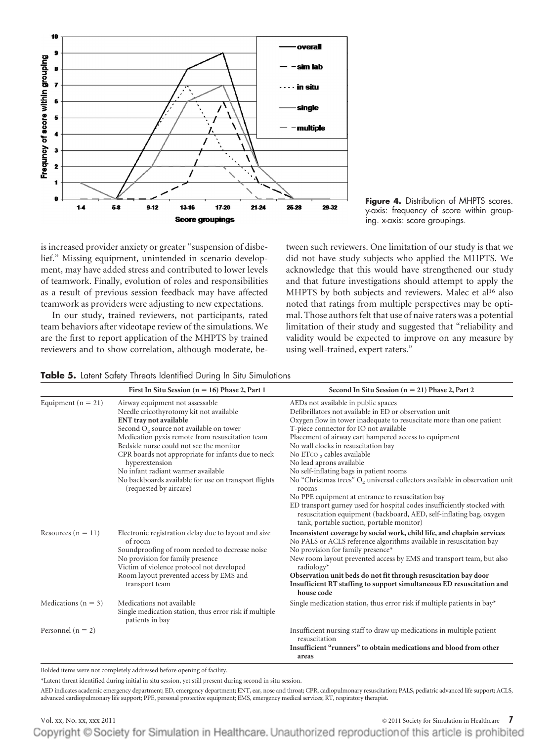**Figure 4.** Distribution of MHPTS scores. y-axis: frequency of score within grouping. x-axis: score groupings.

is increased provider anxiety or greater "suspension of disbelief." Missing equipment, unintended in scenario development, may have added stress and contributed to lower levels of teamwork. Finally, evolution of roles and responsibilities as a result of previous session feedback may have affected teamwork as providers were adjusting to new expectations.

In our study, trained reviewers, not participants, rated team behaviors after videotape review of the simulations. We are the first to report application of the MHPTS by trained reviewers and to show correlation, although moderate, between such reviewers. One limitation of our study is that we did not have study subjects who applied the MHPTS. We acknowledge that this would have strengthened our study and that future investigations should attempt to apply the MHPTS by both subjects and reviewers. Malec et al[16] also noted that ratings from multiple perspectives may be optimal. Those authors felt that use of naive raters was a potential limitation of their study and suggested that "reliability and validity would be expected to improve on any measure by using well-trained, expert raters."

**Table 5.** Latent Safety Threats Identified During In Situ Simulations

| | First In Situ Session (n = 16) Phase 2, Part 1 | Second In Situ Session (n = 21) Phase 2, Part 2 |
|---|---|---|
| Equipment (n = 21) | Airway equipment not assessable<br>Needle cricothyrotomy kit not available<br>**ENT tray not available**<br>Second $O_2$ source not available on tower<br>Medication pyxis remote from resuscitation team<br>Bedside nurse could not see the monitor<br>CPR boards not appropriate for infants due to neck hyperextension<br>No infant radiant warmer available<br>No backboards available for use on transport flights (requested by aircare) | AEDs not available in public spaces<br>Defibrillators not available in ED or observation unit<br>Oxygen flow in tower inadequate to resuscitate more than one patient<br>T-piece connector for IO not available<br>Placement of airway cart hampered access to equipment<br>No wall clocks in resuscitation bay<br>No $ET_{CO_2}$ cables available<br>No lead aprons available<br>No self-inflating bags in patient rooms<br>No "Christmas trees" $O_2$ universal collectors available in observation unit rooms<br>No PPE equipment at entrance to resuscitation bay<br>ED transport gurney used for hospital codes insufficiently stocked with resuscitation equipment (backboard, AED, self-inflating bag, oxygen tank, portable suction, portable monitor) |
| Resources (n = 11) | Electronic registration delay due to layout and size of room<br>Soundproofing of room needed to decrease noise<br>No provision for family presence<br>Victim of violence protocol not developed<br>Room layout prevented access by EMS and transport team | **Inconsistent coverage by social work, child life, and chaplain services**<br>No PALS or ACLS reference algorithms available in resuscitation bay<br>No provision for family presence*<br>New room layout prevented access by EMS and transport team, but also radiology*<br>**Observation unit beds do not fit through resuscitation bay door**<br>**Insufficient RT staffing to support simultaneous ED resuscitation and house code** |
| Medications (n = 3) | Medications not available<br>Single medication station, thus error risk if multiple patients in bay | Single medication station, thus error risk if multiple patients in bay* |
| Personnel (n = 2) | | Insufficient nursing staff to draw up medications in multiple patient resuscitation<br>**Insufficient "runners" to obtain medications and blood from other areas** |

Bolded items were not completely addressed before opening of facility.

*Latent threat identified during initial in situ session, yet still present during second in situ session.

AED indicates academic emergency department; ED, emergency department; ENT, ear, nose and throat; CPR, cadiopulmonary resuscitation; PALS, pediatric advanced life support; ACLS, advanced cardiopulmonary life support; PPE, personal protective equipment; EMS, emergency medical services; RT, respiratory therapist.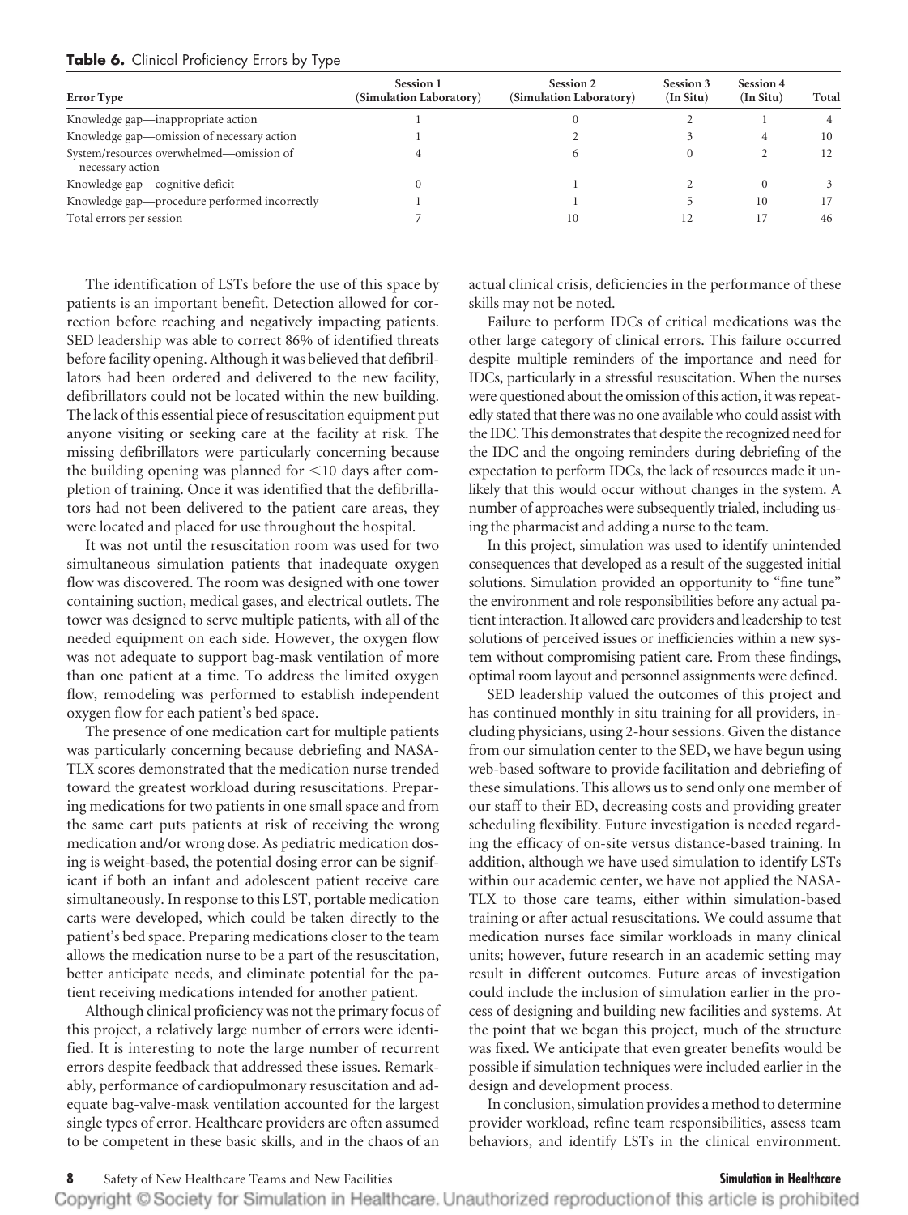**Table 6.** Clinical Proficiency Errors by Type

| Error Type | Session 1 (Simulation Laboratory) | Session 2 (Simulation Laboratory) | Session 3 (In Situ) | Session 4 (In Situ) | Total |
|---|---|---|---|---|---|
| Knowledge gap—inappropriate action | 1 | 0 | 2 | 1 | 4 |
| Knowledge gap—omission of necessary action | 1 | 2 | 3 | 4 | 10 |
| System/resources overwhelmed—omission of necessary action | 4 | 6 | 0 | 2 | 12 |
| Knowledge gap—cognitive deficit | 0 | 1 | 2 | 0 | 3 |
| Knowledge gap—procedure performed incorrectly | 1 | 1 | 5 | 10 | 17 |
| Total errors per session | 7 | 10 | 12 | 17 | 46 |

The identification of LSTs before the use of this space by patients is an important benefit. Detection allowed for correction before reaching and negatively impacting patients. SED leadership was able to correct 86% of identified threats before facility opening. Although it was believed that defibrillators had been ordered and delivered to the new facility, defibrillators could not be located within the new building. The lack of this essential piece of resuscitation equipment put anyone visiting or seeking care at the facility at risk. The missing defibrillators were particularly concerning because the building opening was planned for <10 days after completion of training. Once it was identified that the defibrillators had not been delivered to the patient care areas, they were located and placed for use throughout the hospital.

It was not until the resuscitation room was used for two simultaneous simulation patients that inadequate oxygen flow was discovered. The room was designed with one tower containing suction, medical gases, and electrical outlets. The tower was designed to serve multiple patients, with all of the needed equipment on each side. However, the oxygen flow was not adequate to support bag-mask ventilation of more than one patient at a time. To address the limited oxygen flow, remodeling was performed to establish independent oxygen flow for each patient's bed space.

The presence of one medication cart for multiple patients was particularly concerning because debriefing and NASA-TLX scores demonstrated that the medication nurse trended toward the greatest workload during resuscitations. Preparing medications for two patients in one small space and from the same cart puts patients at risk of receiving the wrong medication and/or wrong dose. As pediatric medication dosing is weight-based, the potential dosing error can be significant if both an infant and adolescent patient receive care simultaneously. In response to this LST, portable medication carts were developed, which could be taken directly to the patient's bed space. Preparing medications closer to the team allows the medication nurse to be a part of the resuscitation, better anticipate needs, and eliminate potential for the patient receiving medications intended for another patient.

Although clinical proficiency was not the primary focus of this project, a relatively large number of errors were identified. It is interesting to note the large number of recurrent errors despite feedback that addressed these issues. Remarkably, performance of cardiopulmonary resuscitation and adequate bag-valve-mask ventilation accounted for the largest single types of error. Healthcare providers are often assumed to be competent in these basic skills, and in the chaos of an actual clinical crisis, deficiencies in the performance of these skills may not be noted.

Failure to perform IDCs of critical medications was the other large category of clinical errors. This failure occurred despite multiple reminders of the importance and need for IDCs, particularly in a stressful resuscitation. When the nurses were questioned about the omission of this action, it was repeatedly stated that there was no one available who could assist with the IDC. This demonstrates that despite the recognized need for the IDC and the ongoing reminders during debriefing of the expectation to perform IDCs, the lack of resources made it unlikely that this would occur without changes in the system. A number of approaches were subsequently trialed, including using the pharmacist and adding a nurse to the team.

In this project, simulation was used to identify unintended consequences that developed as a result of the suggested initial solutions. Simulation provided an opportunity to "fine tune" the environment and role responsibilities before any actual patient interaction. It allowed care providers and leadership to test solutions of perceived issues or inefficiencies within a new system without compromising patient care. From these findings, optimal room layout and personnel assignments were defined.

SED leadership valued the outcomes of this project and has continued monthly in situ training for all providers, including physicians, using 2-hour sessions. Given the distance from our simulation center to the SED, we have begun using web-based software to provide facilitation and debriefing of these simulations. This allows us to send only one member of our staff to their ED, decreasing costs and providing greater scheduling flexibility. Future investigation is needed regarding the efficacy of on-site versus distance-based training. In addition, although we have used simulation to identify LSTs within our academic center, we have not applied the NASA-TLX to those care teams, either within simulation-based training or after actual resuscitations. We could assume that medication nurses face similar workloads in many clinical units; however, future research in an academic setting may result in different outcomes. Future areas of investigation could include the inclusion of simulation earlier in the process of designing and building new facilities and systems. At the point that we began this project, much of the structure was fixed. We anticipate that even greater benefits would be possible if simulation techniques were included earlier in the design and development process.

In conclusion, simulation provides a method to determine provider workload, refine team responsibilities, assess team behaviors, and identify LSTs in the clinical environment.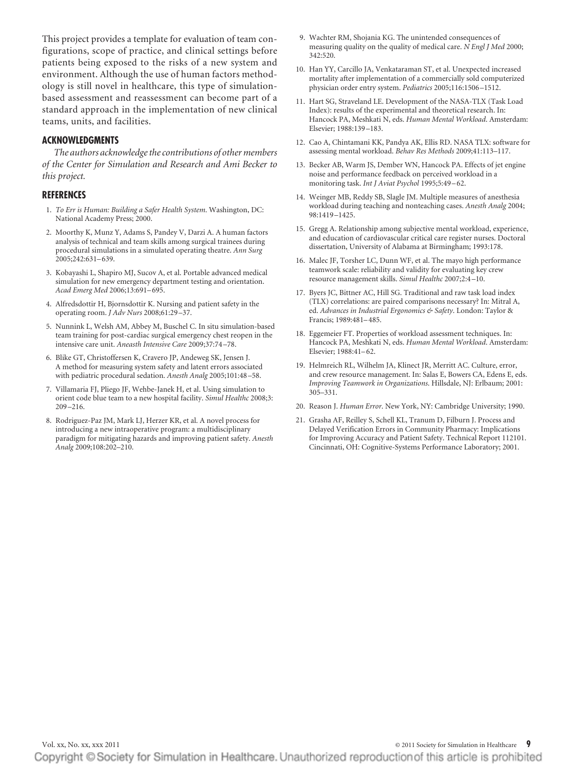This project provides a template for evaluation of team configurations, scope of practice, and clinical settings before patients being exposed to the risks of a new system and environment. Although the use of human factors methodology is still novel in healthcare, this type of simulation-based assessment and reassessment can become part of a standard approach in the implementation of new clinical teams, units, and facilities.

## ACKNOWLEDGMENTS

*The authors acknowledge the contributions of other members of the Center for Simulation and Research and Ami Becker to this project.*

## REFERENCES

1. *To Err is Human: Building a Safer Health System*. Washington, DC: National Academy Press; 2000.
2. Moorthy K, Munz Y, Adams S, Pandey V, Darzi A. A human factors analysis of technical and team skills among surgical trainees during procedural simulations in a simulated operating theatre. *Ann Surg* 2005;242:631–639.
3. Kobayashi L, Shapiro MJ, Sucov A, et al. Portable advanced medical simulation for new emergency department testing and orientation. *Acad Emerg Med* 2006;13:691–695.
4. Alfredsdottir H, Bjornsdottir K. Nursing and patient safety in the operating room. *J Adv Nurs* 2008;61:29–37.
5. Nunnink L, Welsh AM, Abbey M, Buschel C. In situ simulation-based team training for post-cardiac surgical emergency chest reopen in the intensive care unit. *Aneasth Intensive Care* 2009;37:74–78.
6. Blike GT, Christoffersen K, Cravero JP, Andeweg SK, Jensen J. A method for measuring system safety and latent errors associated with pediatric procedural sedation. *Anesth Analg* 2005;101:48–58.
7. Villamaria FJ, Pliego JF, Wehbe-Janek H, et al. Using simulation to orient code blue team to a new hospital facility. *Simul Healthc* 2008;3:209–216.
8. Rodriguez-Paz JM, Mark LJ, Herzer KR, et al. A novel process for introducing a new intraoperative program: a multidisciplinary paradigm for mitigating hazards and improving patient safety. *Anesth Analg* 2009;108:202–210.
9. Wachter RM, Shojania KG. The unintended consequences of measuring quality on the quality of medical care. *N Engl J Med* 2000;342:520.
10. Han YY, Carcillo JA, Venkataraman ST, et al. Unexpected increased mortality after implementation of a commercially sold computerized physician order entry system. *Pediatrics* 2005;116:1506–1512.
11. Hart SG, Staveland LE. Development of the NASA-TLX (Task Load Index): results of the experimental and theoretical research. In: Hancock PA, Meshkati N, eds. *Human Mental Workload*. Amsterdam: Elsevier; 1988:139–183.
12. Cao A, Chintamani KK, Pandya AK, Ellis RD. NASA TLX: software for assessing mental workload. *Behav Res Methods* 2009;41:113–117.
13. Becker AB, Warm JS, Dember WN, Hancock PA. Effects of jet engine noise and performance feedback on perceived workload in a monitoring task. *Int J Aviat Psychol* 1995;5:49–62.
14. Weinger MB, Reddy SB, Slagle JM. Multiple measures of anesthesia workload during teaching and nonteaching cases. *Anesth Analg* 2004;98:1419–1425.
15. Gregg A. Relationship among subjective mental workload, experience, and education of cardiovascular critical care register nurses. Doctoral dissertation, University of Alabama at Birmingham; 1993:178.
16. Malec JF, Torsher LC, Dunn WF, et al. The mayo high performance teamwork scale: reliability and validity for evaluating key crew resource management skills. *Simul Healthc* 2007;2:4–10.
17. Byers JC, Bittner AC, Hill SG. Traditional and raw task load index (TLX) correlations: are paired comparisons necessary? In: Mitral A, ed. *Advances in Industrial Ergonomics & Safety*. London: Taylor & Francis; 1989:481–485.
18. Eggemeier FT. Properties of workload assessment techniques. In: Hancock PA, Meshkati N, eds. *Human Mental Workload*. Amsterdam: Elsevier; 1988:41–62.
19. Helmreich RL, Wilhelm JA, Klinect JR, Merritt AC. Culture, error, and crew resource management. In: Salas E, Bowers CA, Edens E, eds. *Improving Teamwork in Organizations*. Hillsdale, NJ: Erlbaum; 2001:305–331.
20. Reason J. *Human Error*. New York, NY: Cambridge University; 1990.
21. Grasha AF, Reilley S, Schell KL, Tranum D, Filburn J. Process and Delayed Verification Errors in Community Pharmacy: Implications for Improving Accuracy and Patient Safety. Technical Report 112101. Cincinnati, OH: Cognitive-Systems Performance Laboratory; 2001.